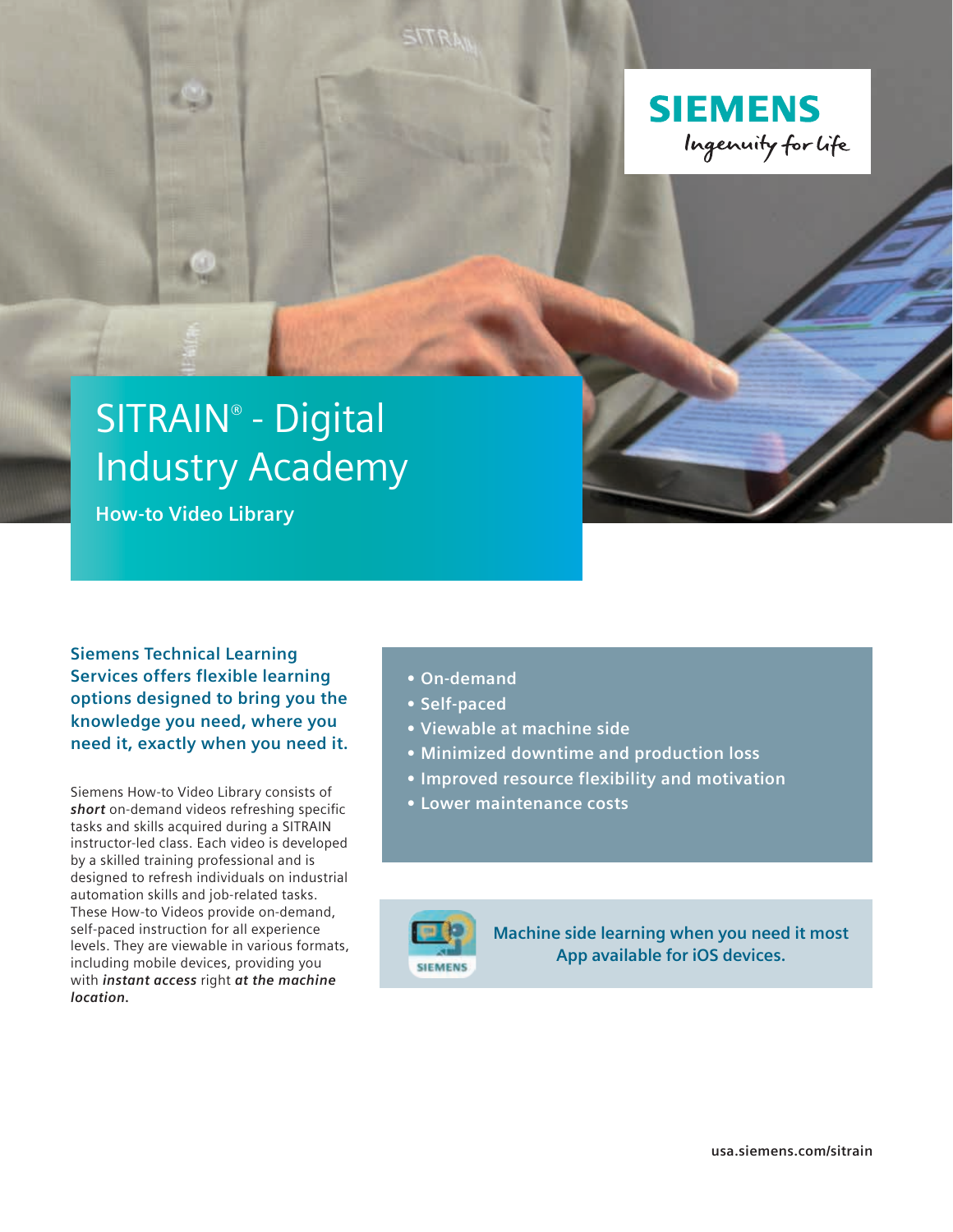SIEMENS

Ingenuity for life

# SITRAIN® - Digital Industry Academy

## How-to Video Library

**Siemens Technical Learning Services offers flexible learning options designed to bring you the knowledge you need, where you need it, exactly when you need it.**

Siemens How-to Video Library consists of ***short*** on-demand videos refreshing specific tasks and skills acquired during a SITRAIN instructor-led class. Each video is developed by a skilled training professional and is designed to refresh individuals on industrial automation skills and job-related tasks. These How-to Videos provide on-demand, self-paced instruction for all experience levels. They are viewable in various formats, including mobile devices, providing you with ***instant access*** right ***at the machine location.***

- **On-demand**
- **Self-paced**
- **Viewable at machine side**
- **Minimized downtime and production loss**
- **Improved resource flexibility and motivation**
- **Lower maintenance costs**

**Machine side learning when you need it most**
**App available for iOS devices.**

usa.siemens.com/sitrain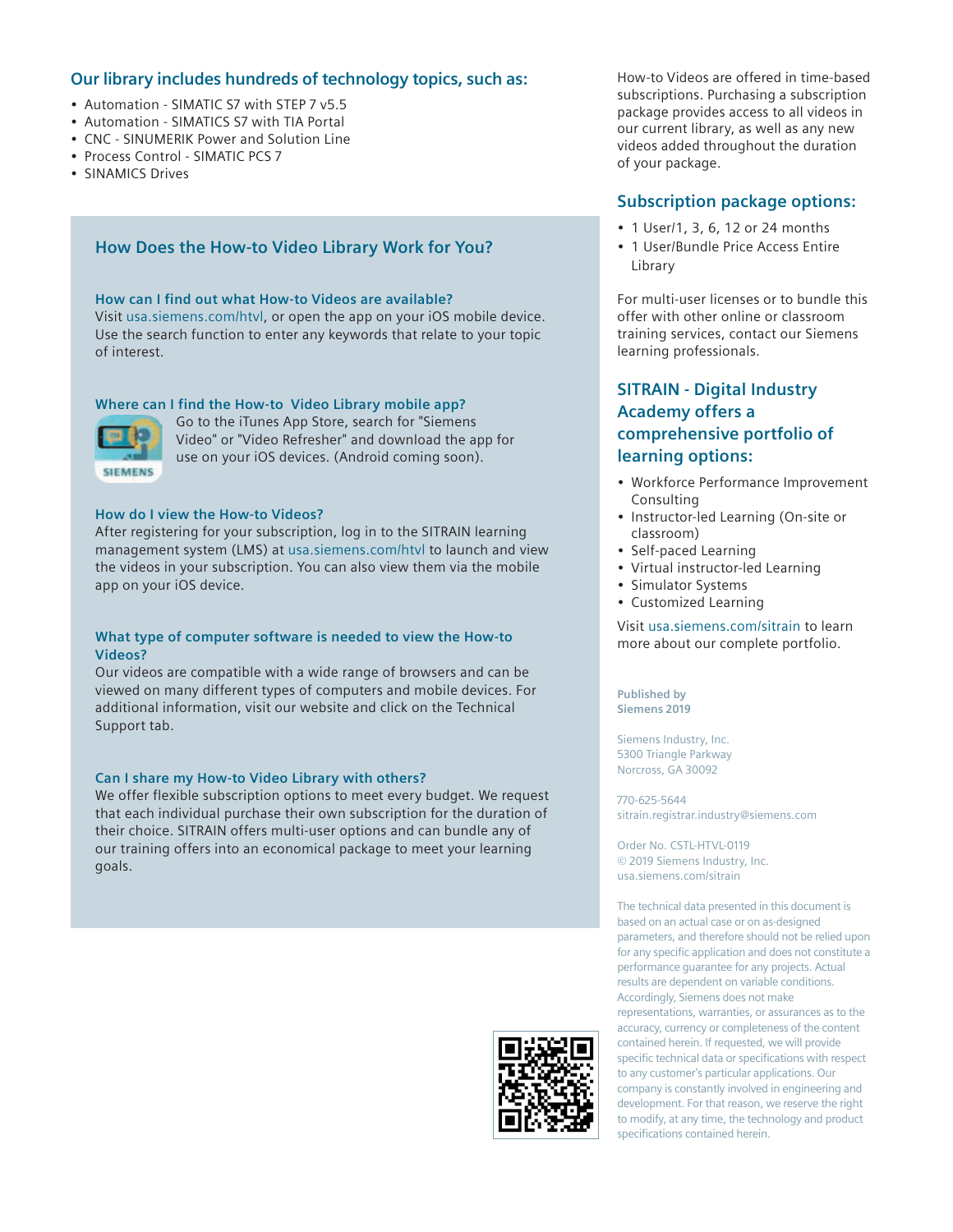## Our library includes hundreds of technology topics, such as:

- Automation - SIMATIC S7 with STEP 7 v5.5
- Automation - SIMATICS S7 with TIA Portal
- CNC - SINUMERIK Power and Solution Line
- Process Control - SIMATIC PCS 7
- SINAMICS Drives

## How Does the How-to Video Library Work for You?

### How can I find out what How-to Videos are available?

Visit usa.siemens.com/htvl, or open the app on your iOS mobile device. Use the search function to enter any keywords that relate to your topic of interest.

### Where can I find the How-to Video Library mobile app?

Go to the iTunes App Store, search for "Siemens Video" or "Video Refresher" and download the app for use on your iOS devices. (Android coming soon).

### How do I view the How-to Videos?

After registering for your subscription, log in to the SITRAIN learning management system (LMS) at usa.siemens.com/htvl to launch and view the videos in your subscription. You can also view them via the mobile app on your iOS device.

### What type of computer software is needed to view the How-to Videos?

Our videos are compatible with a wide range of browsers and can be viewed on many different types of computers and mobile devices. For additional information, visit our website and click on the Technical Support tab.

### Can I share my How-to Video Library with others?

We offer flexible subscription options to meet every budget. We request that each individual purchase their own subscription for the duration of their choice. SITRAIN offers multi-user options and can bundle any of our training offers into an economical package to meet your learning goals.

How-to Videos are offered in time-based subscriptions. Purchasing a subscription package provides access to all videos in our current library, as well as any new videos added throughout the duration of your package.

## Subscription package options:

- 1 User/1, 3, 6, 12 or 24 months
- 1 User/Bundle Price Access Entire Library

For multi-user licenses or to bundle this offer with other online or classroom training services, contact our Siemens learning professionals.

## SITRAIN - Digital Industry Academy offers a comprehensive portfolio of learning options:

- Workforce Performance Improvement Consulting
- Instructor-led Learning (On-site or classroom)
- Self-paced Learning
- Virtual instructor-led Learning
- Simulator Systems
- Customized Learning

Visit usa.siemens.com/sitrain to learn more about our complete portfolio.

**Published by**
**Siemens 2019**

Siemens Industry, Inc.
5300 Triangle Parkway
Norcross, GA 30092

770-625-5644
sitrain.registrar.industry@siemens.com

Order No. CSTL-HTVL-0119
© 2019 Siemens Industry, Inc.
usa.siemens.com/sitrain

The technical data presented in this document is based on an actual case or on as-designed parameters, and therefore should not be relied upon for any specific application and does not constitute a performance guarantee for any projects. Actual results are dependent on variable conditions. Accordingly, Siemens does not make representations, warranties, or assurances as to the accuracy, currency or completeness of the content contained herein. If requested, we will provide specific technical data or specifications with respect to any customer's particular applications. Our company is constantly involved in engineering and development. For that reason, we reserve the right to modify, at any time, the technology and product specifications contained herein.